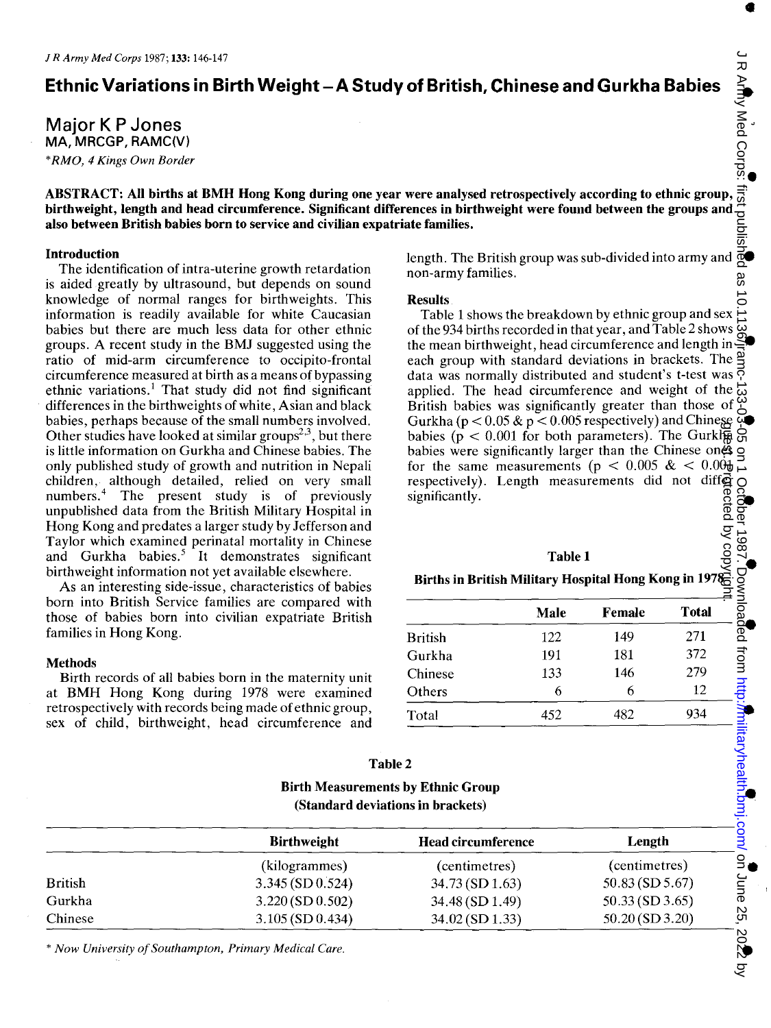# Ethnic Variations in Birth Weight – A Study of British, Chinese and Gurkha Babies

Major K P Jones
MA, MRCGP, RAMC(V)

*\*RMO, 4 Kings Own Border*

**ABSTRACT: All births at BMH Hong Kong during one year were analysed retrospectively according to ethnic group, birthweight, length and head circumference. Significant differences in birthweight were found between the groups and also between British babies born to service and civilian expatriate families.**

## Introduction

The identification of intra-uterine growth retardation is aided greatly by ultrasound, but depends on sound knowledge of normal ranges for birthweights. This information is readily available for white Caucasian babies but there are much less data for other ethnic groups. A recent study in the BMJ suggested using the ratio of mid-arm circumference to occipito-frontal circumference measured at birth as a means of bypassing ethnic variations.[1] That study did not find significant differences in the birthweights of white, Asian and black babies, perhaps because of the small numbers involved. Other studies have looked at similar groups[2,3], but there is little information on Gurkha and Chinese babies. The only published study of growth and nutrition in Nepali children, although detailed, relied on very small numbers.[4] The present study is of previously unpublished data from the British Military Hospital in Hong Kong and predates a larger study by Jefferson and Taylor which examined perinatal mortality in Chinese and Gurkha babies.[5] It demonstrates significant birthweight information not yet available elsewhere.

As an interesting side-issue, characteristics of babies born into British Service families are compared with those of babies born into civilian expatriate British families in Hong Kong.

## Methods

Birth records of all babies born in the maternity unit at BMH Hong Kong during 1978 were examined retrospectively with records being made of ethnic group, sex of child, birthweight, head circumference and length. The British group was sub-divided into army and non-army families.

## Results

Table 1 shows the breakdown by ethnic group and sex of the 934 births recorded in that year, and Table 2 shows the mean birthweight, head circumference and length in each group with standard deviations in brackets. The data was normally distributed and student's t-test was applied. The head circumference and weight of the British babies was significantly greater than those of Gurkha ($p < 0.05$ & $p < 0.005$ respectively) and Chinese babies ($p < 0.001$ for both parameters). The Gurkha babies were significantly larger than the Chinese ones for the same measurements ($p < 0.005$ & $< 0.001$ respectively). Length measurements did not differ significantly.

**Table 1**

**Births in British Military Hospital Hong Kong in 1978**

| | Male | Female | Total |
|---|---|---|---|
| British | 122 | 149 | 271 |
| Gurkha | 191 | 181 | 372 |
| Chinese | 133 | 146 | 279 |
| Others | 6 | 6 | 12 |
| Total | 452 | 482 | 934 |

**Table 2**

**Birth Measurements by Ethnic Group**
**(Standard deviations in brackets)**

| | Birthweight | Head circumference | Length |
|---|---|---|---|
| | (kilogrammes) | (centimetres) | (centimetres) |
| British | 3.345 (SD 0.524) | 34.73 (SD 1.63) | 50.83 (SD 5.67) |
| Gurkha | 3.220 (SD 0.502) | 34.48 (SD 1.49) | 50.33 (SD 3.65) |
| Chinese | 3.105 (SD 0.434) | 34.02 (SD 1.33) | 50.20 (SD 3.20) |

*\* Now University of Southampton, Primary Medical Care.*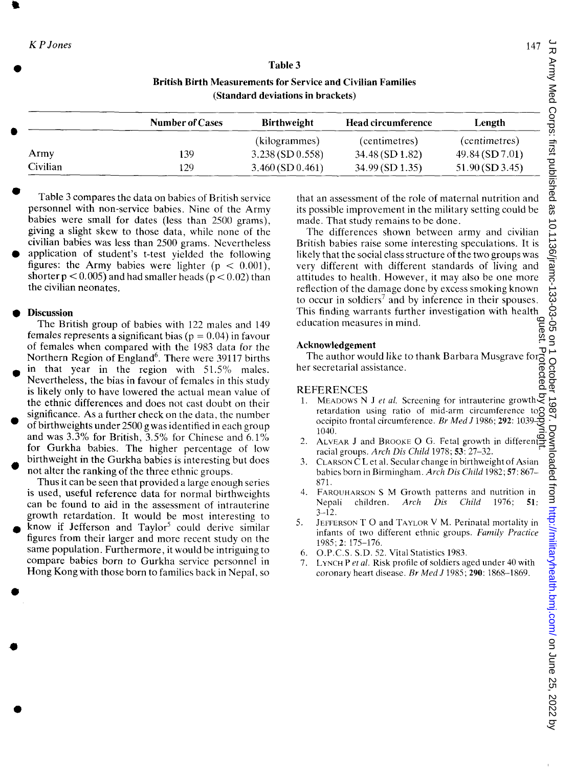**Table 3**

**British Birth Measurements for Service and Civilian Families**
**(Standard deviations in brackets)**

| | Number of Cases | Birthweight | Head circumference | Length |
|---|---|---|---|---|
| | | (kilogrammes) | (centimetres) | (centimetres) |
| Army | 139 | 3.238 (SD 0.558) | 34.48 (SD 1.82) | 49.84 (SD 7.01) |
| Civilian | 129 | 3.460 (SD 0.461) | 34.99 (SD 1.35) | 51.90 (SD 3.45) |

Table 3 compares the data on babies of British service personnel with non-service babies. Nine of the Army babies were small for dates (less than 2500 grams), giving a slight skew to those data, while none of the civilian babies was less than 2500 grams. Nevertheless application of student's t-test yielded the following figures: the Army babies were lighter ($p < 0.001$), shorter $p < 0.005$) and had smaller heads ($p < 0.02$) than the civilian neonates.

**Discussion**

The British group of babies with 122 males and 149 females represents a significant bias ($p = 0.04$) in favour of females when compared with the 1983 data for the Northern Region of England[6]. There were 39117 births in that year in the region with 51.5% males. Nevertheless, the bias in favour of females in this study is likely only to have lowered the actual mean value of the ethnic differences and does not cast doubt on their significance. As a further check on the data, the number of birthweights under 2500 g was identified in each group and was 3.3% for British, 3.5% for Chinese and 6.1% for Gurkha babies. The higher percentage of low birthweight in the Gurkha babies is interesting but does not alter the ranking of the three ethnic groups.

Thus it can be seen that provided a large enough series is used, useful reference data for normal birthweights can be found to aid in the assessment of intrauterine growth retardation. It would be most interesting to know if Jefferson and Taylor[5] could derive similar figures from their larger and more recent study on the same population. Furthermore, it would be intriguing to compare babies born to Gurkha service personnel in Hong Kong with those born to families back in Nepal, so that an assessment of the role of maternal nutrition and its possible improvement in the military setting could be made. That study remains to be done.

The differences shown between army and civilian British babies raise some interesting speculations. It is likely that the social class structure of the two groups was very different with different standards of living and attitudes to health. However, it may also be one more reflection of the damage done by excess smoking known to occur in soldiers[7] and by inference in their spouses. This finding warrants further investigation with health education measures in mind.

**Acknowledgement**

The author would like to thank Barbara Musgrave for her secretarial assistance.

## REFERENCES

1. MEADOWS N J *et al.* Screening for intrauterine growth retardation using ratio of mid-arm circumference to occipito frontal circumference. *Br Med J* 1986; **292**: 1039–1040.
2. ALVEAR J and BROOKE O G. Fetal growth in different racial groups. *Arch Dis Child* 1978; **53**: 27–32.
3. CLARSON C L et al. Secular change in birthweight of Asian babies born in Birmingham. *Arch Dis Child* 1982; **57**: 867–871.
4. FARQUHARSON S M Growth patterns and nutrition in Nepali children. *Arch Dis Child* 1976; **51**: 3–12.
5. JEFFERSON T O and TAYLOR V M. Perinatal mortality in infants of two different ethnic groups. *Family Practice* 1985; **2**: 175–176.
6. O.P.C.S. S.D. 52. Vital Statistics 1983.
7. LYNCH P *et al.* Risk profile of soldiers aged under 40 with coronary heart disease. *Br Med J* 1985; **290**: 1868–1869.